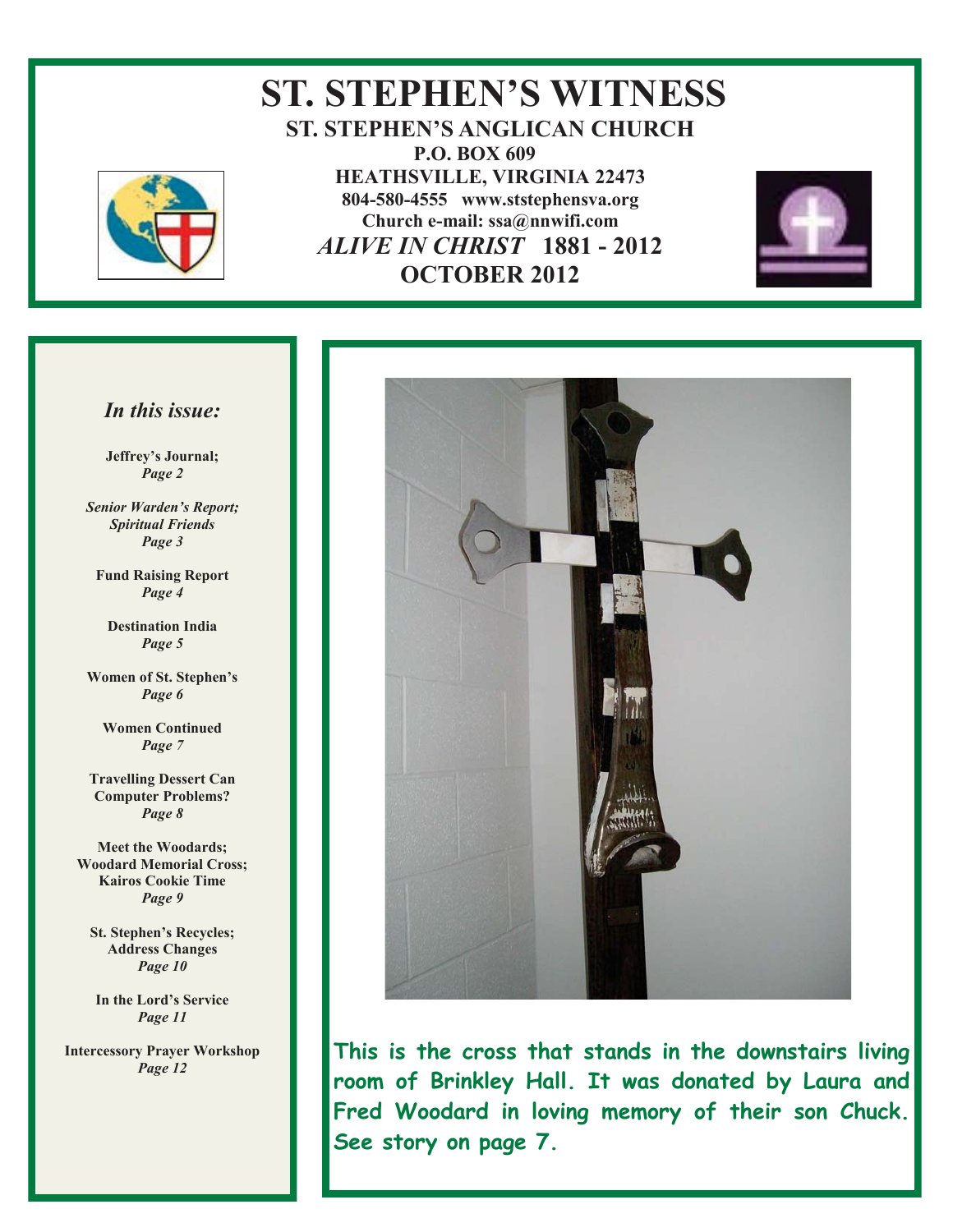# ST. STEPHEN'S WITNESS

**ST. STEPHEN'S ANGLICAN CHURCH**
**P.O. BOX 609**
**HEATHSVILLE, VIRGINIA 22473**
**804-580-4555 www.ststephensva.org**
**Church e-mail: ssa@nnwifi.com**
***ALIVE IN CHRIST*** **1881 - 2012**
**OCTOBER 2012**

### *In this issue:*

**Jeffrey's Journal;**
***Page 2***

***Senior Warden's Report; Spiritual Friends***
***Page 3***

**Fund Raising Report**
***Page 4***

**Destination India**
***Page 5***

**Women of St. Stephen's**
***Page 6***

**Women Continued**
***Page 7***

**Travelling Dessert Can**
**Computer Problems?**
***Page 8***

**Meet the Woodards;**
**Woodard Memorial Cross;**
**Kairos Cookie Time**
***Page 9***

**St. Stephen's Recycles;**
**Address Changes**
***Page 10***

**In the Lord's Service**
***Page 11***

**Intercessory Prayer Workshop**
***Page 12***

**This is the cross that stands in the downstairs living room of Brinkley Hall. It was donated by Laura and Fred Woodard in loving memory of their son Chuck. See story on page 7.**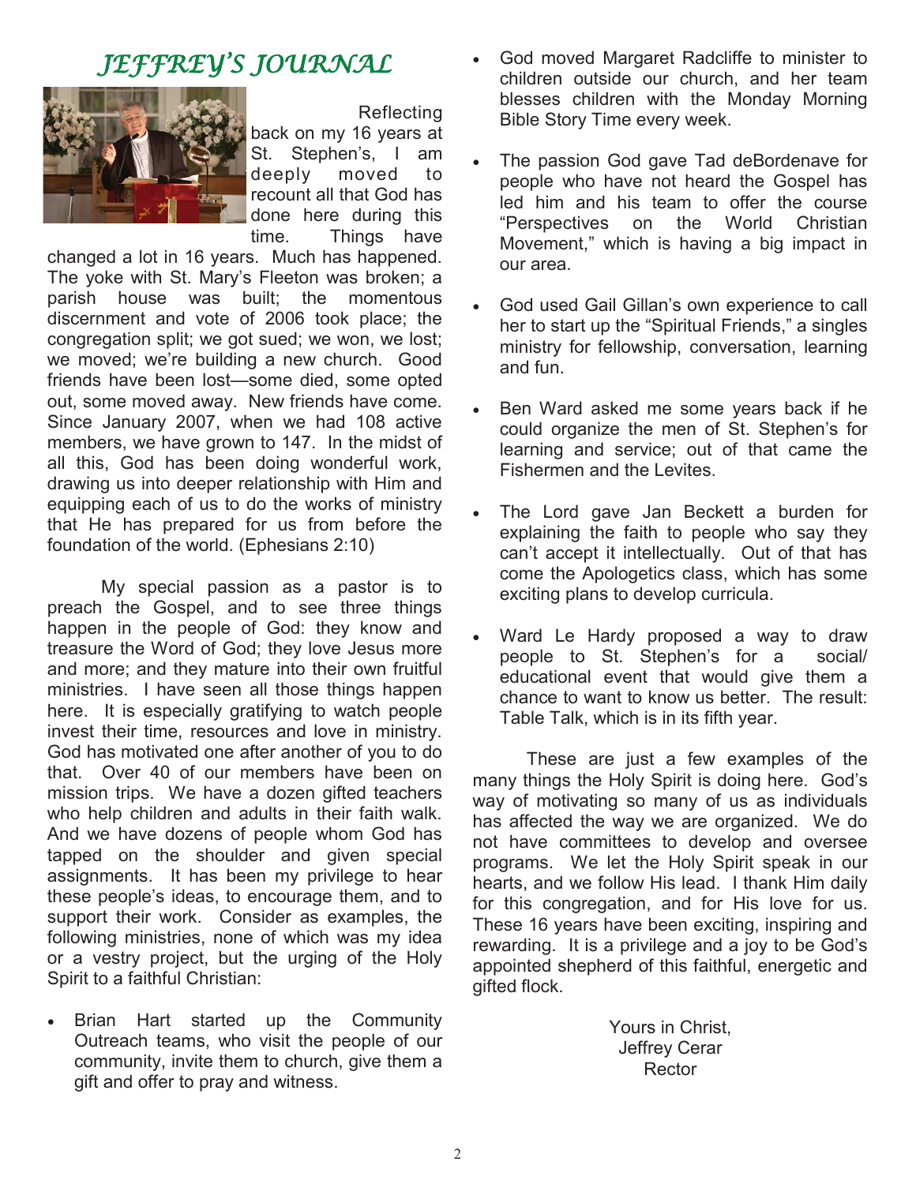# JEFFREY'S JOURNAL

Reflecting back on my 16 years at St. Stephen's, I am deeply moved to recount all that God has done here during this time. Things have changed a lot in 16 years. Much has happened. The yoke with St. Mary's Fleeton was broken; a parish house was built; the momentous discernment and vote of 2006 took place; the congregation split; we got sued; we won, we lost; we moved; we're building a new church. Good friends have been lost—some died, some opted out, some moved away. New friends have come. Since January 2007, when we had 108 active members, we have grown to 147. In the midst of all this, God has been doing wonderful work, drawing us into deeper relationship with Him and equipping each of us to do the works of ministry that He has prepared for us from before the foundation of the world. (Ephesians 2:10)

My special passion as a pastor is to preach the Gospel, and to see three things happen in the people of God: they know and treasure the Word of God; they love Jesus more and more; and they mature into their own fruitful ministries. I have seen all those things happen here. It is especially gratifying to watch people invest their time, resources and love in ministry. God has motivated one after another of you to do that. Over 40 of our members have been on mission trips. We have a dozen gifted teachers who help children and adults in their faith walk. And we have dozens of people whom God has tapped on the shoulder and given special assignments. It has been my privilege to hear these people's ideas, to encourage them, and to support their work. Consider as examples, the following ministries, none of which was my idea or a vestry project, but the urging of the Holy Spirit to a faithful Christian:

- Brian Hart started up the Community Outreach teams, who visit the people of our community, invite them to church, give them a gift and offer to pray and witness.
- God moved Margaret Radcliffe to minister to children outside our church, and her team blesses children with the Monday Morning Bible Story Time every week.
- The passion God gave Tad deBordenave for people who have not heard the Gospel has led him and his team to offer the course "Perspectives on the World Christian Movement," which is having a big impact in our area.
- God used Gail Gillan's own experience to call her to start up the "Spiritual Friends," a singles ministry for fellowship, conversation, learning and fun.
- Ben Ward asked me some years back if he could organize the men of St. Stephen's for learning and service; out of that came the Fishermen and the Levites.
- The Lord gave Jan Beckett a burden for explaining the faith to people who say they can't accept it intellectually. Out of that has come the Apologetics class, which has some exciting plans to develop curricula.
- Ward Le Hardy proposed a way to draw people to St. Stephen's for a social/ educational event that would give them a chance to want to know us better. The result: Table Talk, which is in its fifth year.

These are just a few examples of the many things the Holy Spirit is doing here. God's way of motivating so many of us as individuals has affected the way we are organized. We do not have committees to develop and oversee programs. We let the Holy Spirit speak in our hearts, and we follow His lead. I thank Him daily for this congregation, and for His love for us. These 16 years have been exciting, inspiring and rewarding. It is a privilege and a joy to be God's appointed shepherd of this faithful, energetic and gifted flock.

Yours in Christ,
Jeffrey Cerar
Rector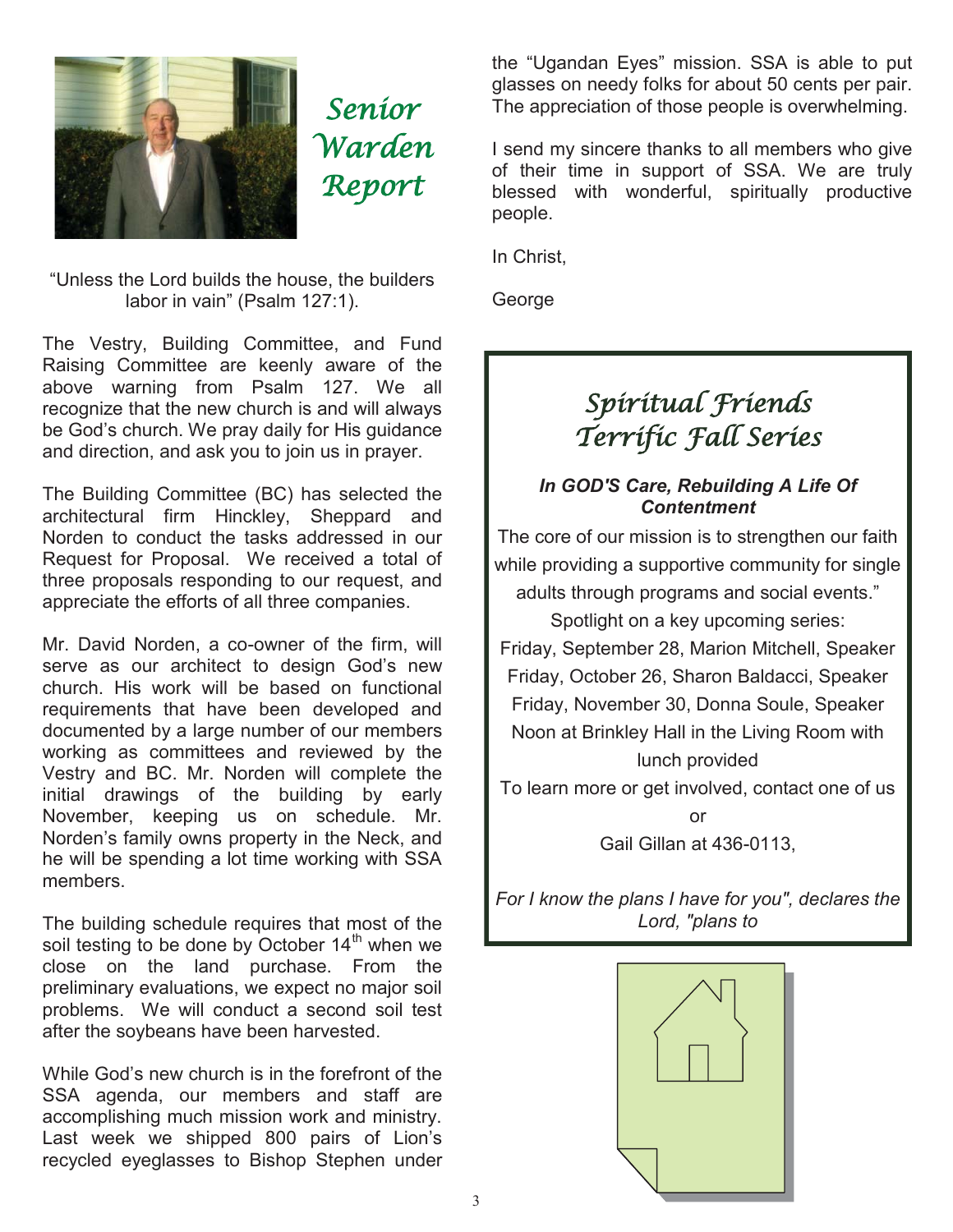# Senior Warden Report

"Unless the Lord builds the house, the builders labor in vain" (Psalm 127:1).

The Vestry, Building Committee, and Fund Raising Committee are keenly aware of the above warning from Psalm 127. We all recognize that the new church is and will always be God's church. We pray daily for His guidance and direction, and ask you to join us in prayer.

The Building Committee (BC) has selected the architectural firm Hinckley, Sheppard and Norden to conduct the tasks addressed in our Request for Proposal. We received a total of three proposals responding to our request, and appreciate the efforts of all three companies.

Mr. David Norden, a co-owner of the firm, will serve as our architect to design God's new church. His work will be based on functional requirements that have been developed and documented by a large number of our members working as committees and reviewed by the Vestry and BC. Mr. Norden will complete the initial drawings of the building by early November, keeping us on schedule. Mr. Norden's family owns property in the Neck, and he will be spending a lot time working with SSA members.

The building schedule requires that most of the soil testing to be done by October 14th when we close on the land purchase. From the preliminary evaluations, we expect no major soil problems. We will conduct a second soil test after the soybeans have been harvested.

While God's new church is in the forefront of the SSA agenda, our members and staff are accomplishing much mission work and ministry. Last week we shipped 800 pairs of Lion's recycled eyeglasses to Bishop Stephen under the "Ugandan Eyes" mission. SSA is able to put glasses on needy folks for about 50 cents per pair. The appreciation of those people is overwhelming.

I send my sincere thanks to all members who give of their time in support of SSA. We are truly blessed with wonderful, spiritually productive people.

In Christ,

George

## Spiritual Friends Terrific Fall Series

***In GOD'S Care, Rebuilding A Life Of Contentment***

The core of our mission is to strengthen our faith while providing a supportive community for single adults through programs and social events."

Spotlight on a key upcoming series:

Friday, September 28, Marion Mitchell, Speaker

Friday, October 26, Sharon Baldacci, Speaker

Friday, November 30, Donna Soule, Speaker

Noon at Brinkley Hall in the Living Room with lunch provided

To learn more or get involved, contact one of us

or

Gail Gillan at 436-0113,

*For I know the plans I have for you", declares the Lord, "plans to*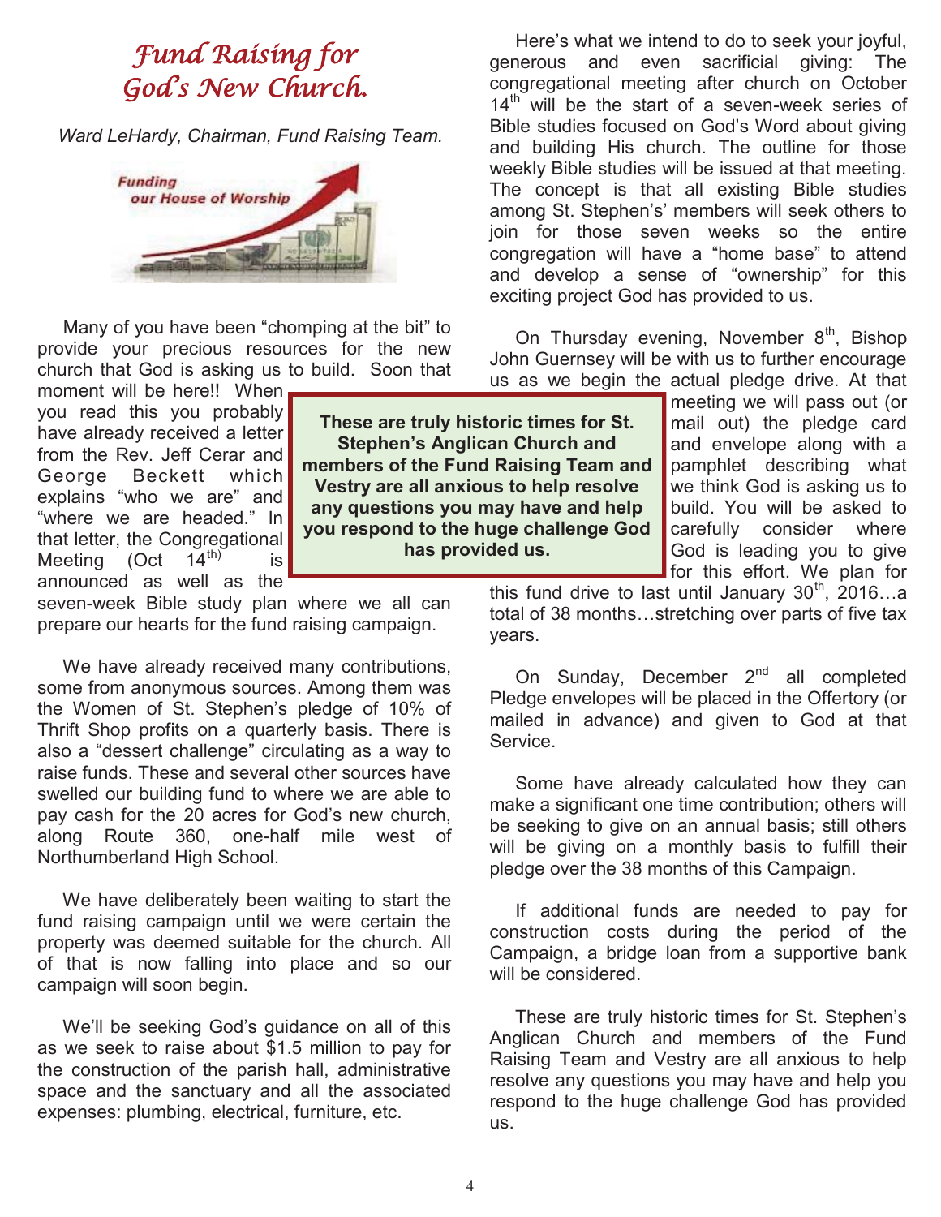# *Fund Raising for God's New Church.*

*Ward LeHardy, Chairman, Fund Raising Team.*

Many of you have been "chomping at the bit" to provide your precious resources for the new church that God is asking us to build. Soon that moment will be here!! When you read this you probably have already received a letter from the Rev. Jeff Cerar and George Beckett which explains "who we are" and "where we are headed." In that letter, the Congregational Meeting (Oct 14th) is announced as well as the seven-week Bible study plan where we all can prepare our hearts for the fund raising campaign.

**These are truly historic times for St. Stephen's Anglican Church and members of the Fund Raising Team and Vestry are all anxious to help resolve any questions you may have and help you respond to the huge challenge God has provided us.**

We have already received many contributions, some from anonymous sources. Among them was the Women of St. Stephen's pledge of 10% of Thrift Shop profits on a quarterly basis. There is also a "dessert challenge" circulating as a way to raise funds. These and several other sources have swelled our building fund to where we are able to pay cash for the 20 acres for God's new church, along Route 360, one-half mile west of Northumberland High School.

We have deliberately been waiting to start the fund raising campaign until we were certain the property was deemed suitable for the church. All of that is now falling into place and so our campaign will soon begin.

We'll be seeking God's guidance on all of this as we seek to raise about $1.5 million to pay for the construction of the parish hall, administrative space and the sanctuary and all the associated expenses: plumbing, electrical, furniture, etc.

Here's what we intend to do to seek your joyful, generous and even sacrificial giving: The congregational meeting after church on October 14th will be the start of a seven-week series of Bible studies focused on God's Word about giving and building His church. The outline for those weekly Bible studies will be issued at that meeting. The concept is that all existing Bible studies among St. Stephen's' members will seek others to join for those seven weeks so the entire congregation will have a "home base" to attend and develop a sense of "ownership" for this exciting project God has provided to us.

On Thursday evening, November 8th, Bishop John Guernsey will be with us to further encourage us as we begin the actual pledge drive. At that meeting we will pass out (or mail out) the pledge card and envelope along with a pamphlet describing what we think God is asking us to build. You will be asked to carefully consider where God is leading you to give for this effort. We plan for this fund drive to last until January 30th, 2016…a total of 38 months…stretching over parts of five tax years.

On Sunday, December 2nd all completed Pledge envelopes will be placed in the Offertory (or mailed in advance) and given to God at that Service.

Some have already calculated how they can make a significant one time contribution; others will be seeking to give on an annual basis; still others will be giving on a monthly basis to fulfill their pledge over the 38 months of this Campaign.

If additional funds are needed to pay for construction costs during the period of the Campaign, a bridge loan from a supportive bank will be considered.

These are truly historic times for St. Stephen's Anglican Church and members of the Fund Raising Team and Vestry are all anxious to help resolve any questions you may have and help you respond to the huge challenge God has provided us.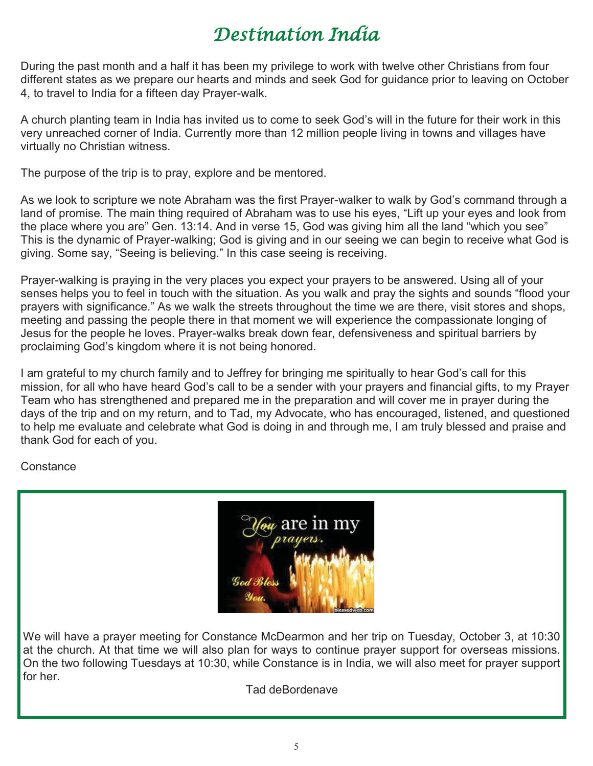# *Destination India*

During the past month and a half it has been my privilege to work with twelve other Christians from four different states as we prepare our hearts and minds and seek God for guidance prior to leaving on October 4, to travel to India for a fifteen day Prayer-walk.

A church planting team in India has invited us to come to seek God's will in the future for their work in this very unreached corner of India. Currently more than 12 million people living in towns and villages have virtually no Christian witness.

The purpose of the trip is to pray, explore and be mentored.

As we look to scripture we note Abraham was the first Prayer-walker to walk by God's command through a land of promise. The main thing required of Abraham was to use his eyes, "Lift up your eyes and look from the place where you are" Gen. 13:14. And in verse 15, God was giving him all the land "which you see" This is the dynamic of Prayer-walking; God is giving and in our seeing we can begin to receive what God is giving. Some say, "Seeing is believing." In this case seeing is receiving.

Prayer-walking is praying in the very places you expect your prayers to be answered. Using all of your senses helps you to feel in touch with the situation. As you walk and pray the sights and sounds "flood your prayers with significance." As we walk the streets throughout the time we are there, visit stores and shops, meeting and passing the people there in that moment we will experience the compassionate longing of Jesus for the people he loves. Prayer-walks break down fear, defensiveness and spiritual barriers by proclaiming God's kingdom where it is not being honored.

I am grateful to my church family and to Jeffrey for bringing me spiritually to hear God's call for this mission, for all who have heard God's call to be a sender with your prayers and financial gifts, to my Prayer Team who has strengthened and prepared me in the preparation and will cover me in prayer during the days of the trip and on my return, and to Tad, my Advocate, who has encouraged, listened, and questioned to help me evaluate and celebrate what God is doing in and through me, I am truly blessed and praise and thank God for each of you.

Constance

---

We will have a prayer meeting for Constance McDearmon and her trip on Tuesday, October 3, at 10:30 at the church. At that time we will also plan for ways to continue prayer support for overseas missions. On the two following Tuesdays at 10:30, while Constance is in India, we will also meet for prayer support for her.

Tad deBordenave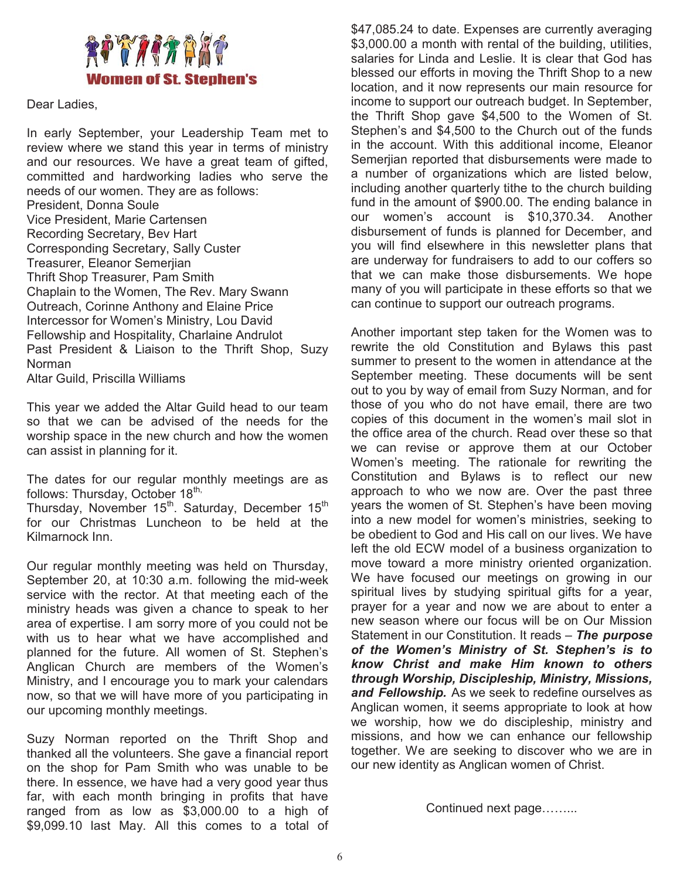# Women of St. Stephen's

Dear Ladies,

In early September, your Leadership Team met to review where we stand this year in terms of ministry and our resources. We have a great team of gifted, committed and hardworking ladies who serve the needs of our women. They are as follows:
President, Donna Soule
Vice President, Marie Cartensen
Recording Secretary, Bev Hart
Corresponding Secretary, Sally Custer
Treasurer, Eleanor Semerjian
Thrift Shop Treasurer, Pam Smith
Chaplain to the Women, The Rev. Mary Swann
Outreach, Corinne Anthony and Elaine Price
Intercessor for Women's Ministry, Lou David
Fellowship and Hospitality, Charlaine Andrulot
Past President & Liaison to the Thrift Shop, Suzy Norman
Altar Guild, Priscilla Williams

This year we added the Altar Guild head to our team so that we can be advised of the needs for the worship space in the new church and how the women can assist in planning for it.

The dates for our regular monthly meetings are as follows: Thursday, October 18th, Thursday, November 15th. Saturday, December 15th for our Christmas Luncheon to be held at the Kilmarnock Inn.

Our regular monthly meeting was held on Thursday, September 20, at 10:30 a.m. following the mid-week service with the rector. At that meeting each of the ministry heads was given a chance to speak to her area of expertise. I am sorry more of you could not be with us to hear what we have accomplished and planned for the future. All women of St. Stephen's Anglican Church are members of the Women's Ministry, and I encourage you to mark your calendars now, so that we will have more of you participating in our upcoming monthly meetings.

Suzy Norman reported on the Thrift Shop and thanked all the volunteers. She gave a financial report on the shop for Pam Smith who was unable to be there. In essence, we have had a very good year thus far, with each month bringing in profits that have ranged from as low as $3,000.00 to a high of $9,099.10 last May. All this comes to a total of $47,085.24 to date. Expenses are currently averaging $3,000.00 a month with rental of the building, utilities, salaries for Linda and Leslie. It is clear that God has blessed our efforts in moving the Thrift Shop to a new location, and it now represents our main resource for income to support our outreach budget. In September, the Thrift Shop gave $4,500 to the Women of St. Stephen's and $4,500 to the Church out of the funds in the account. With this additional income, Eleanor Semerjian reported that disbursements were made to a number of organizations which are listed below, including another quarterly tithe to the church building fund in the amount of $900.00. The ending balance in our women's account is $10,370.34. Another disbursement of funds is planned for December, and you will find elsewhere in this newsletter plans that are underway for fundraisers to add to our coffers so that we can make those disbursements. We hope many of you will participate in these efforts so that we can continue to support our outreach programs.

Another important step taken for the Women was to rewrite the old Constitution and Bylaws this past summer to present to the women in attendance at the September meeting. These documents will be sent out to you by way of email from Suzy Norman, and for those of you who do not have email, there are two copies of this document in the women's mail slot in the office area of the church. Read over these so that we can revise or approve them at our October Women's meeting. The rationale for rewriting the Constitution and Bylaws is to reflect our new approach to who we now are. Over the past three years the women of St. Stephen's have been moving into a new model for women's ministries, seeking to be obedient to God and His call on our lives. We have left the old ECW model of a business organization to move toward a more ministry oriented organization. We have focused our meetings on growing in our spiritual lives by studying spiritual gifts for a year, prayer for a year and now we are about to enter a new season where our focus will be on Our Mission Statement in our Constitution. It reads – ***The purpose of the Women's Ministry of St. Stephen's is to know Christ and make Him known to others through Worship, Discipleship, Ministry, Missions, and Fellowship.*** As we seek to redefine ourselves as Anglican women, it seems appropriate to look at how we worship, how we do discipleship, ministry and missions, and how we can enhance our fellowship together. We are seeking to discover who we are in our new identity as Anglican women of Christ.

Continued next page……...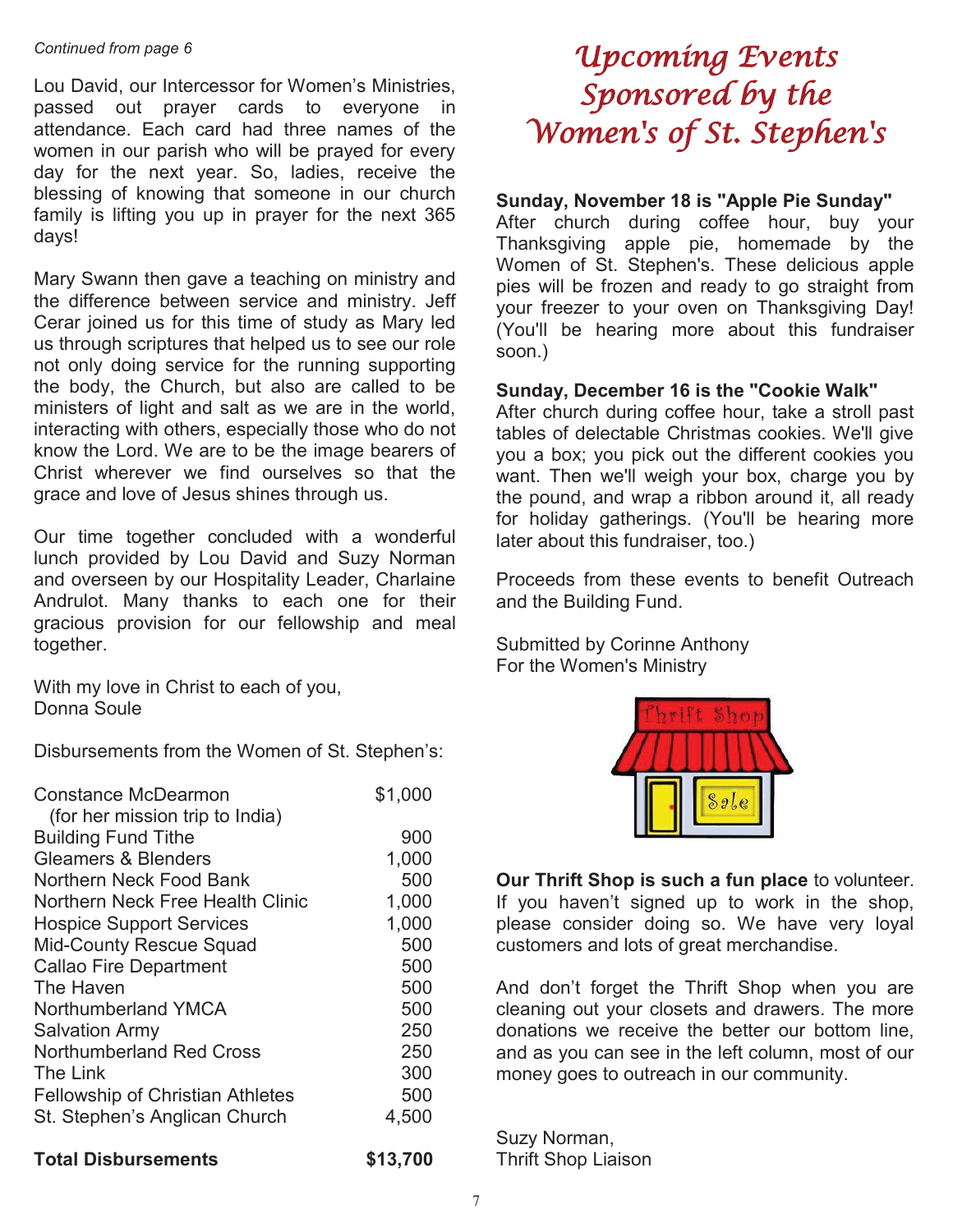*Continued from page 6*

Lou David, our Intercessor for Women's Ministries, passed out prayer cards to everyone in attendance. Each card had three names of the women in our parish who will be prayed for every day for the next year. So, ladies, receive the blessing of knowing that someone in our church family is lifting you up in prayer for the next 365 days!

Mary Swann then gave a teaching on ministry and the difference between service and ministry. Jeff Cerar joined us for this time of study as Mary led us through scriptures that helped us to see our role not only doing service for the running supporting the body, the Church, but also are called to be ministers of light and salt as we are in the world, interacting with others, especially those who do not know the Lord. We are to be the image bearers of Christ wherever we find ourselves so that the grace and love of Jesus shines through us.

Our time together concluded with a wonderful lunch provided by Lou David and Suzy Norman and overseen by our Hospitality Leader, Charlaine Andrulot. Many thanks to each one for their gracious provision for our fellowship and meal together.

With my love in Christ to each of you,
Donna Soule

Disbursements from the Women of St. Stephen's:

| | |
|---|---|
| Constance McDearmon (for her mission trip to India) | $1,000 |
| Building Fund Tithe | 900 |
| Gleamers & Blenders | 1,000 |
| Northern Neck Food Bank | 500 |
| Northern Neck Free Health Clinic | 1,000 |
| Hospice Support Services | 1,000 |
| Mid-County Rescue Squad | 500 |
| Callao Fire Department | 500 |
| The Haven | 500 |
| Northumberland YMCA | 500 |
| Salvation Army | 250 |
| Northumberland Red Cross | 250 |
| The Link | 300 |
| Fellowship of Christian Athletes | 500 |
| St. Stephen's Anglican Church | 4,500 |
| **Total Disbursements** | **$13,700** |

# *Upcoming Events Sponsored by the Women's of St. Stephen's*

**Sunday, November 18 is "Apple Pie Sunday"**
After church during coffee hour, buy your Thanksgiving apple pie, homemade by the Women of St. Stephen's. These delicious apple pies will be frozen and ready to go straight from your freezer to your oven on Thanksgiving Day! (You'll be hearing more about this fundraiser soon.)

**Sunday, December 16 is the "Cookie Walk"**
After church during coffee hour, take a stroll past tables of delectable Christmas cookies. We'll give you a box; you pick out the different cookies you want. Then we'll weigh your box, charge you by the pound, and wrap a ribbon around it, all ready for holiday gatherings. (You'll be hearing more later about this fundraiser, too.)

Proceeds from these events to benefit Outreach and the Building Fund.

Submitted by Corinne Anthony
For the Women's Ministry

**Our Thrift Shop is such a fun place** to volunteer. If you haven't signed up to work in the shop, please consider doing so. We have very loyal customers and lots of great merchandise.

And don't forget the Thrift Shop when you are cleaning out your closets and drawers. The more donations we receive the better our bottom line, and as you can see in the left column, most of our money goes to outreach in our community.

Suzy Norman,
Thrift Shop Liaison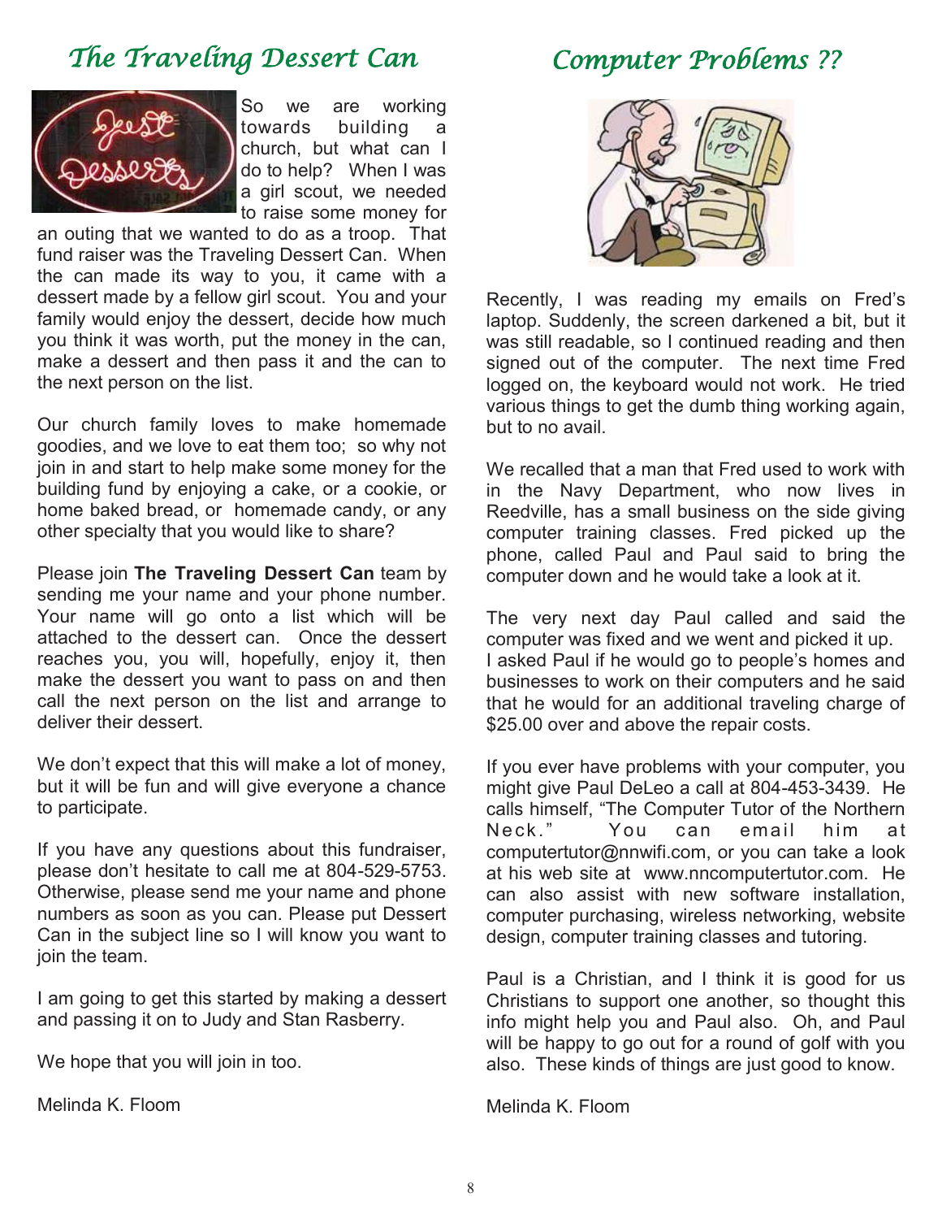## The Traveling Dessert Can

So we are working towards building a church, but what can I do to help? When I was a girl scout, we needed to raise some money for an outing that we wanted to do as a troop. That fund raiser was the Traveling Dessert Can. When the can made its way to you, it came with a dessert made by a fellow girl scout. You and your family would enjoy the dessert, decide how much you think it was worth, put the money in the can, make a dessert and then pass it and the can to the next person on the list.

Our church family loves to make homemade goodies, and we love to eat them too; so why not join in and start to help make some money for the building fund by enjoying a cake, or a cookie, or home baked bread, or homemade candy, or any other specialty that you would like to share?

Please join **The Traveling Dessert Can** team by sending me your name and your phone number. Your name will go onto a list which will be attached to the dessert can. Once the dessert reaches you, you will, hopefully, enjoy it, then make the dessert you want to pass on and then call the next person on the list and arrange to deliver their dessert.

We don't expect that this will make a lot of money, but it will be fun and will give everyone a chance to participate.

If you have any questions about this fundraiser, please don't hesitate to call me at 804-529-5753. Otherwise, please send me your name and phone numbers as soon as you can. Please put Dessert Can in the subject line so I will know you want to join the team.

I am going to get this started by making a dessert and passing it on to Judy and Stan Rasberry.

We hope that you will join in too.

Melinda K. Floom

## Computer Problems ??

Recently, I was reading my emails on Fred's laptop. Suddenly, the screen darkened a bit, but it was still readable, so I continued reading and then signed out of the computer. The next time Fred logged on, the keyboard would not work. He tried various things to get the dumb thing working again, but to no avail.

We recalled that a man that Fred used to work with in the Navy Department, who now lives in Reedville, has a small business on the side giving computer training classes. Fred picked up the phone, called Paul and Paul said to bring the computer down and he would take a look at it.

The very next day Paul called and said the computer was fixed and we went and picked it up. I asked Paul if he would go to people's homes and businesses to work on their computers and he said that he would for an additional traveling charge of $25.00 over and above the repair costs.

If you ever have problems with your computer, you might give Paul DeLeo a call at 804-453-3439. He calls himself, "The Computer Tutor of the Northern Neck." You can email him at computertutor@nnwifi.com, or you can take a look at his web site at www.nncomputertutor.com. He can also assist with new software installation, computer purchasing, wireless networking, website design, computer training classes and tutoring.

Paul is a Christian, and I think it is good for us Christians to support one another, so thought this info might help you and Paul also. Oh, and Paul will be happy to go out for a round of golf with you also. These kinds of things are just good to know.

Melinda K. Floom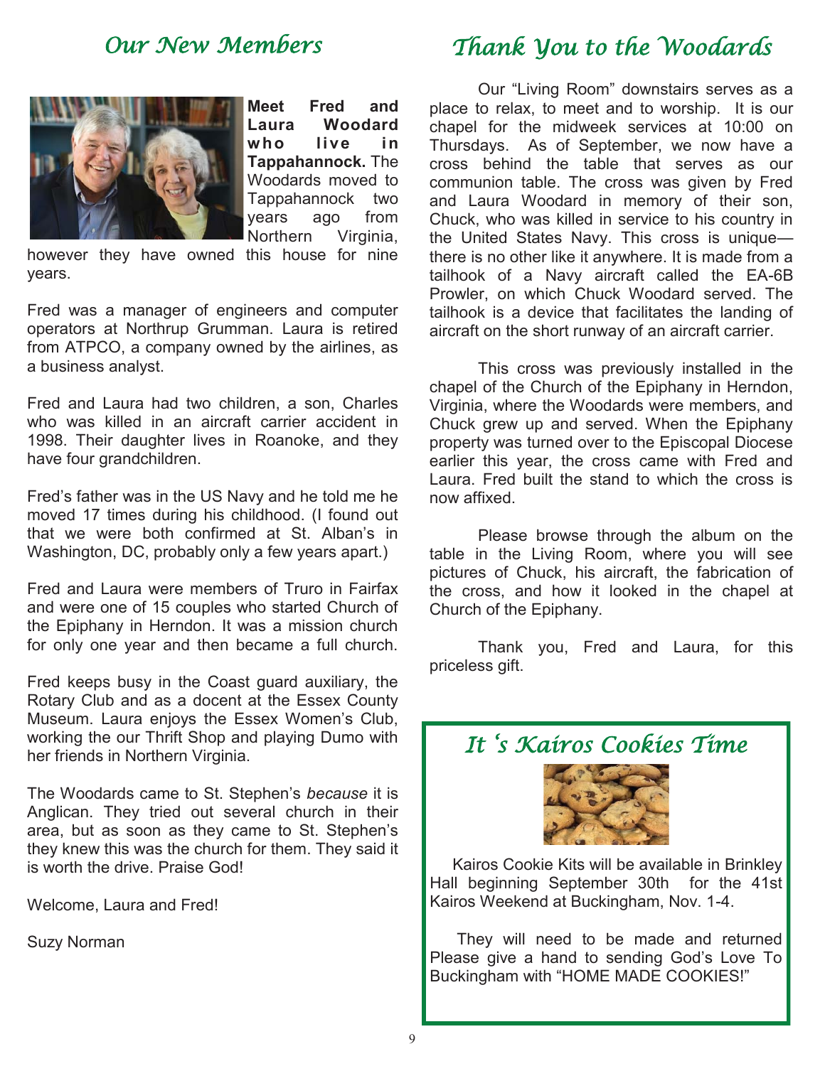## Our New Members

**Meet Fred and Laura Woodard who live in Tappahannock.** The Woodards moved to Tappahannock two years ago from Northern Virginia, however they have owned this house for nine years.

Fred was a manager of engineers and computer operators at Northrup Grumman. Laura is retired from ATPCO, a company owned by the airlines, as a business analyst.

Fred and Laura had two children, a son, Charles who was killed in an aircraft carrier accident in 1998. Their daughter lives in Roanoke, and they have four grandchildren.

Fred's father was in the US Navy and he told me he moved 17 times during his childhood. (I found out that we were both confirmed at St. Alban's in Washington, DC, probably only a few years apart.)

Fred and Laura were members of Truro in Fairfax and were one of 15 couples who started Church of the Epiphany in Herndon. It was a mission church for only one year and then became a full church.

Fred keeps busy in the Coast guard auxiliary, the Rotary Club and as a docent at the Essex County Museum. Laura enjoys the Essex Women's Club, working the our Thrift Shop and playing Dumo with her friends in Northern Virginia.

The Woodards came to St. Stephen's *because* it is Anglican. They tried out several church in their area, but as soon as they came to St. Stephen's they knew this was the church for them. They said it is worth the drive. Praise God!

Welcome, Laura and Fred!

Suzy Norman

## Thank You to the Woodards

Our "Living Room" downstairs serves as a place to relax, to meet and to worship. It is our chapel for the midweek services at 10:00 on Thursdays. As of September, we now have a cross behind the table that serves as our communion table. The cross was given by Fred and Laura Woodard in memory of their son, Chuck, who was killed in service to his country in the United States Navy. This cross is unique—there is no other like it anywhere. It is made from a tailhook of a Navy aircraft called the EA-6B Prowler, on which Chuck Woodard served. The tailhook is a device that facilitates the landing of aircraft on the short runway of an aircraft carrier.

This cross was previously installed in the chapel of the Church of the Epiphany in Herndon, Virginia, where the Woodards were members, and Chuck grew up and served. When the Epiphany property was turned over to the Episcopal Diocese earlier this year, the cross came with Fred and Laura. Fred built the stand to which the cross is now affixed.

Please browse through the album on the table in the Living Room, where you will see pictures of Chuck, his aircraft, the fabrication of the cross, and how it looked in the chapel at Church of the Epiphany.

Thank you, Fred and Laura, for this priceless gift.

## It 's Kairos Cookies Time

Kairos Cookie Kits will be available in Brinkley Hall beginning September 30th for the 41st Kairos Weekend at Buckingham, Nov. 1-4.

They will need to be made and returned Please give a hand to sending God's Love To Buckingham with "HOME MADE COOKIES!"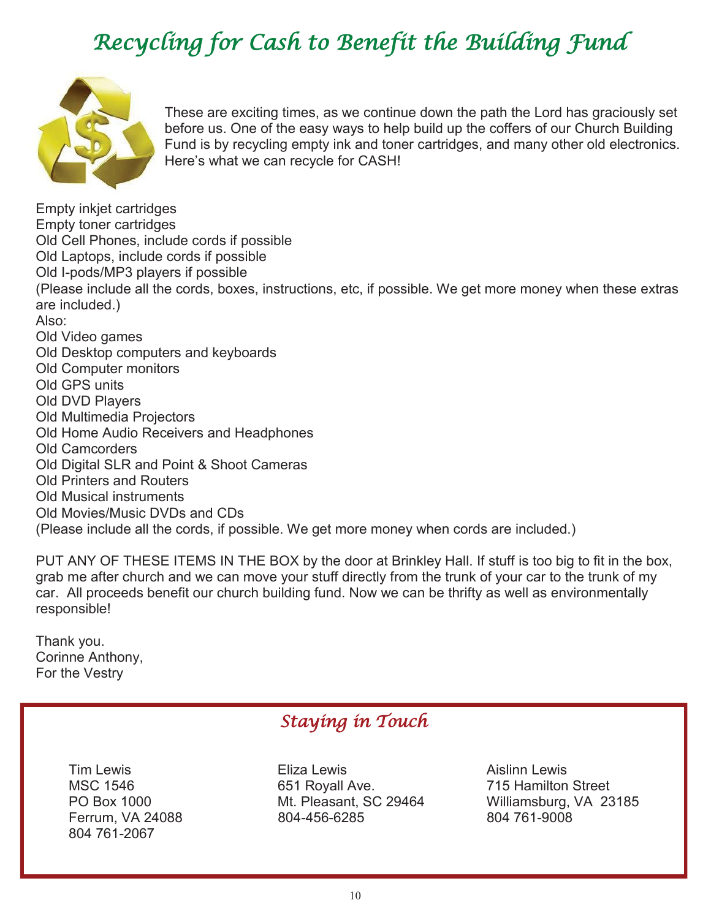# Recycling for Cash to Benefit the Building Fund

These are exciting times, as we continue down the path the Lord has graciously set before us. One of the easy ways to help build up the coffers of our Church Building Fund is by recycling empty ink and toner cartridges, and many other old electronics. Here's what we can recycle for CASH!

Empty inkjet cartridges
Empty toner cartridges
Old Cell Phones, include cords if possible
Old Laptops, include cords if possible
Old I-pods/MP3 players if possible
(Please include all the cords, boxes, instructions, etc, if possible. We get more money when these extras are included.)
Also:
Old Video games
Old Desktop computers and keyboards
Old Computer monitors
Old GPS units
Old DVD Players
Old Multimedia Projectors
Old Home Audio Receivers and Headphones
Old Camcorders
Old Digital SLR and Point & Shoot Cameras
Old Printers and Routers
Old Musical instruments
Old Movies/Music DVDs and CDs
(Please include all the cords, if possible. We get more money when cords are included.)

PUT ANY OF THESE ITEMS IN THE BOX by the door at Brinkley Hall. If stuff is too big to fit in the box, grab me after church and we can move your stuff directly from the trunk of your car to the trunk of my car. All proceeds benefit our church building fund. Now we can be thrifty as well as environmentally responsible!

Thank you.
Corinne Anthony,
For the Vestry

## Staying in Touch

Tim Lewis
MSC 1546
PO Box 1000
Ferrum, VA 24088
804 761-2067

Eliza Lewis
651 Royall Ave.
Mt. Pleasant, SC 29464
804-456-6285

Aislinn Lewis
715 Hamilton Street
Williamsburg, VA 23185
804 761-9008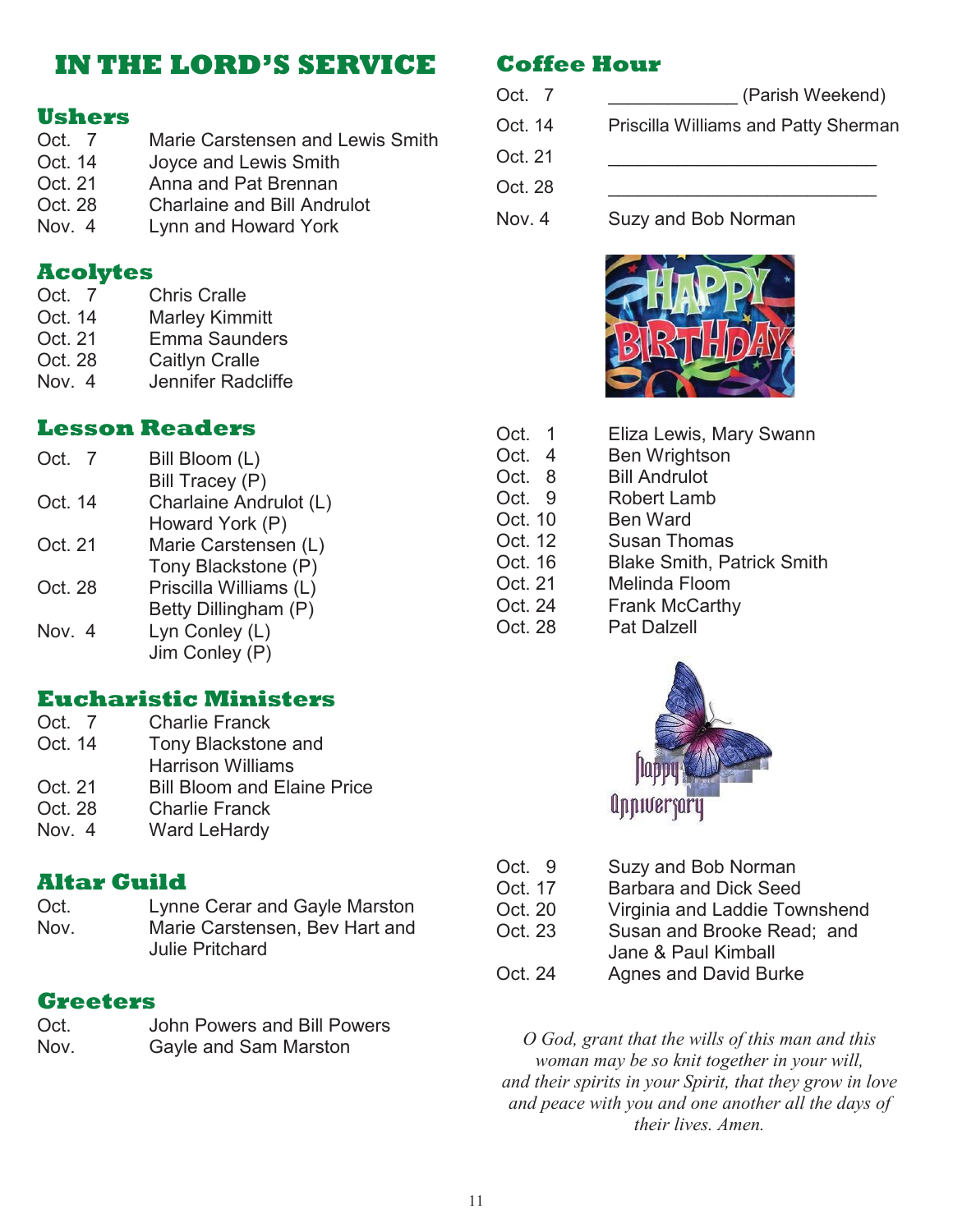# IN THE LORD'S SERVICE

## Ushers

| | |
|---|---|
| Oct. 7 | Marie Carstensen and Lewis Smith |
| Oct. 14 | Joyce and Lewis Smith |
| Oct. 21 | Anna and Pat Brennan |
| Oct. 28 | Charlaine and Bill Andrulot |
| Nov. 4 | Lynn and Howard York |

## Acolytes

| | |
|---|---|
| Oct. 7 | Chris Cralle |
| Oct. 14 | Marley Kimmitt |
| Oct. 21 | Emma Saunders |
| Oct. 28 | Caitlyn Cralle |
| Nov. 4 | Jennifer Radcliffe |

## Lesson Readers

| | |
|---|---|
| Oct. 7 | Bill Bloom (L)<br>Bill Tracey (P) |
| Oct. 14 | Charlaine Andrulot (L)<br>Howard York (P) |
| Oct. 21 | Marie Carstensen (L)<br>Tony Blackstone (P) |
| Oct. 28 | Priscilla Williams (L)<br>Betty Dillingham (P) |
| Nov. 4 | Lyn Conley (L)<br>Jim Conley (P) |

## Eucharistic Ministers

| | |
|---|---|
| Oct. 7 | Charlie Franck |
| Oct. 14 | Tony Blackstone and Harrison Williams |
| Oct. 21 | Bill Bloom and Elaine Price |
| Oct. 28 | Charlie Franck |
| Nov. 4 | Ward LeHardy |

## Altar Guild

| | |
|---|---|
| Oct. | Lynne Cerar and Gayle Marston |
| Nov. | Marie Carstensen, Bev Hart and Julie Pritchard |

## Greeters

| | |
|---|---|
| Oct. | John Powers and Bill Powers |
| Nov. | Gayle and Sam Marston |

## Coffee Hour

| | |
|---|---|
| Oct. 7 | ____________ (Parish Weekend) |
| Oct. 14 | Priscilla Williams and Patty Sherman |
| Oct. 21 | __________________________ |
| Oct. 28 | __________________________ |
| Nov. 4 | Suzy and Bob Norman |

## Happy Birthday

| | |
|---|---|
| Oct. 1 | Eliza Lewis, Mary Swann |
| Oct. 4 | Ben Wrightson |
| Oct. 8 | Bill Andrulot |
| Oct. 9 | Robert Lamb |
| Oct. 10 | Ben Ward |
| Oct. 12 | Susan Thomas |
| Oct. 16 | Blake Smith, Patrick Smith |
| Oct. 21 | Melinda Floom |
| Oct. 24 | Frank McCarthy |
| Oct. 28 | Pat Dalzell |

## Happy Anniversary

| | |
|---|---|
| Oct. 9 | Suzy and Bob Norman |
| Oct. 17 | Barbara and Dick Seed |
| Oct. 20 | Virginia and Laddie Townshend |
| Oct. 23 | Susan and Brooke Read; and Jane & Paul Kimball |
| Oct. 24 | Agnes and David Burke |

*O God, grant that the wills of this man and this woman may be so knit together in your will, and their spirits in your Spirit, that they grow in love and peace with you and one another all the days of their lives. Amen.*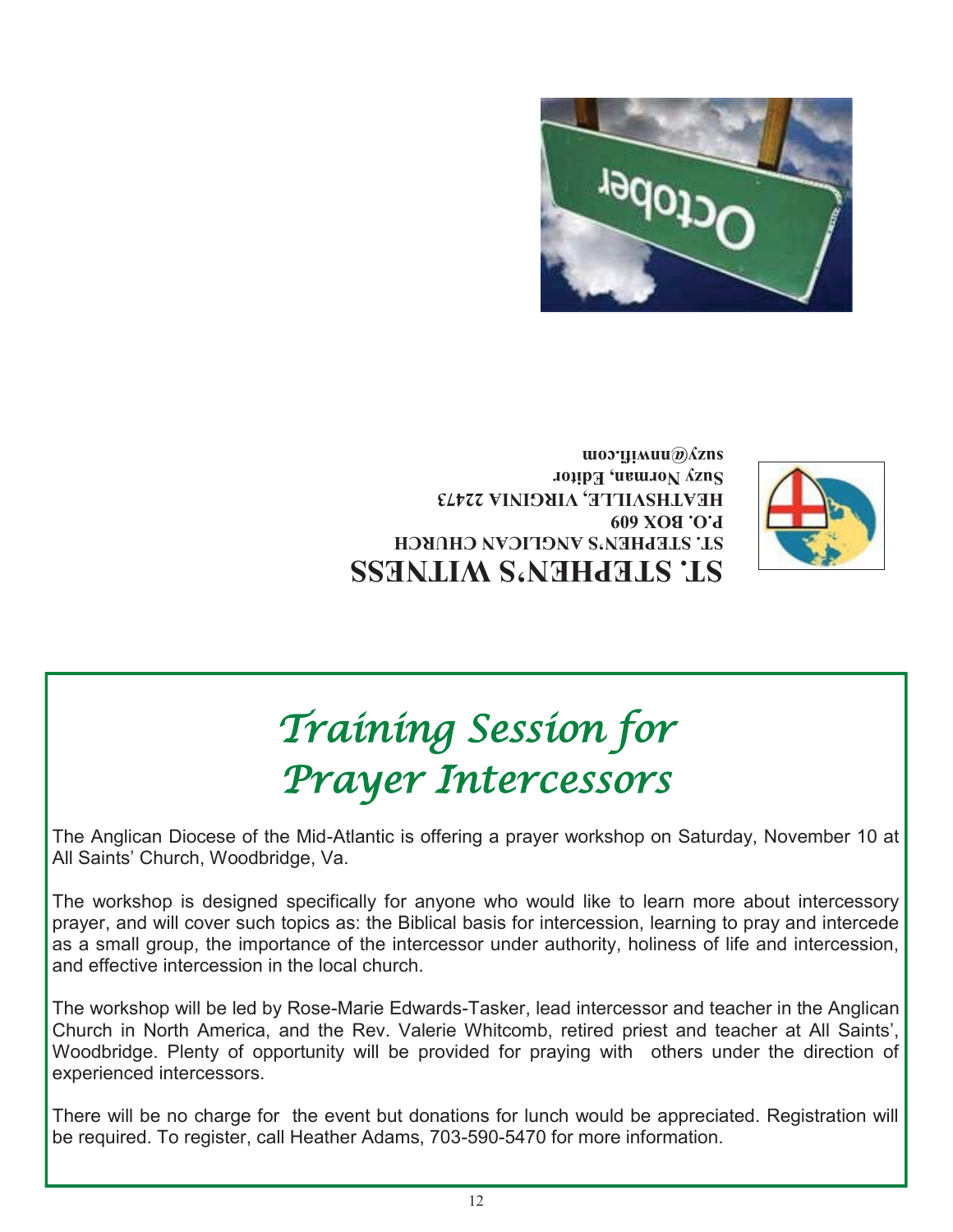**ST. STEPHEN'S WITNESS**

**ST. STEPHEN'S ANGLICAN CHURCH**
**P.O. BOX 609**
**HEATHSVILLE, VIRGINIA 22473**
**Suzy Norman, Editor**
**suzy@nwifi.com**

# *Training Session for Prayer Intercessors*

The Anglican Diocese of the Mid-Atlantic is offering a prayer workshop on Saturday, November 10 at All Saints' Church, Woodbridge, Va.

The workshop is designed specifically for anyone who would like to learn more about intercessory prayer, and will cover such topics as: the Biblical basis for intercession, learning to pray and intercede as a small group, the importance of the intercessor under authority, holiness of life and intercession, and effective intercession in the local church.

The workshop will be led by Rose-Marie Edwards-Tasker, lead intercessor and teacher in the Anglican Church in North America, and the Rev. Valerie Whitcomb, retired priest and teacher at All Saints', Woodbridge. Plenty of opportunity will be provided for praying with others under the direction of experienced intercessors.

There will be no charge for the event but donations for lunch would be appreciated. Registration will be required. To register, call Heather Adams, 703-590-5470 for more information.